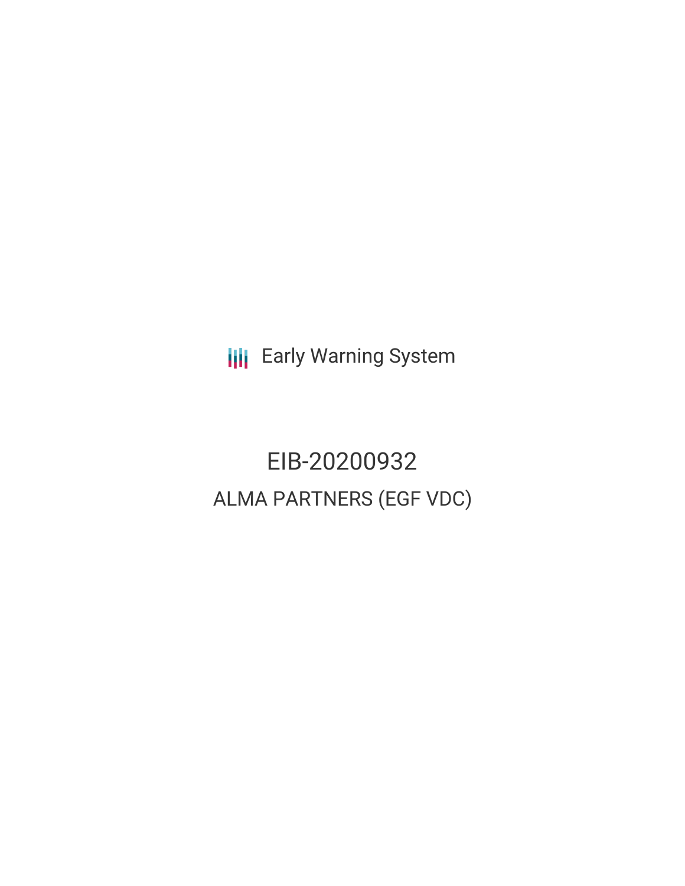Early Warning System

# EIB-20200932

## ALMA PARTNERS (EGF VDC)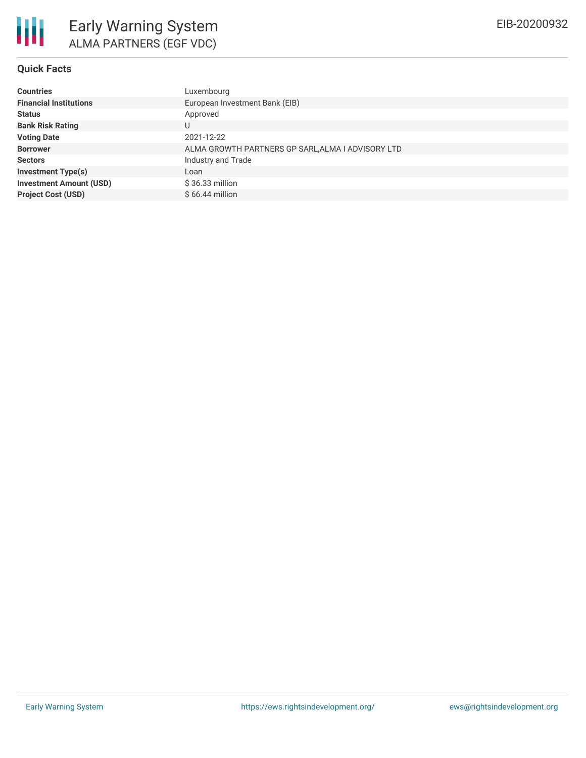# Early Warning System

## ALMA PARTNERS (EGF VDC)

EIB-20200932

### Quick Facts

| | |
|---|---|
| **Countries** | Luxembourg |
| **Financial Institutions** | European Investment Bank (EIB) |
| **Status** | Approved |
| **Bank Risk Rating** | U |
| **Voting Date** | 2021-12-22 |
| **Borrower** | ALMA GROWTH PARTNERS GP SARL,ALMA I ADVISORY LTD |
| **Sectors** | Industry and Trade |
| **Investment Type(s)** | Loan |
| **Investment Amount (USD)** | $ 36.33 million |
| **Project Cost (USD)** | $ 66.44 million |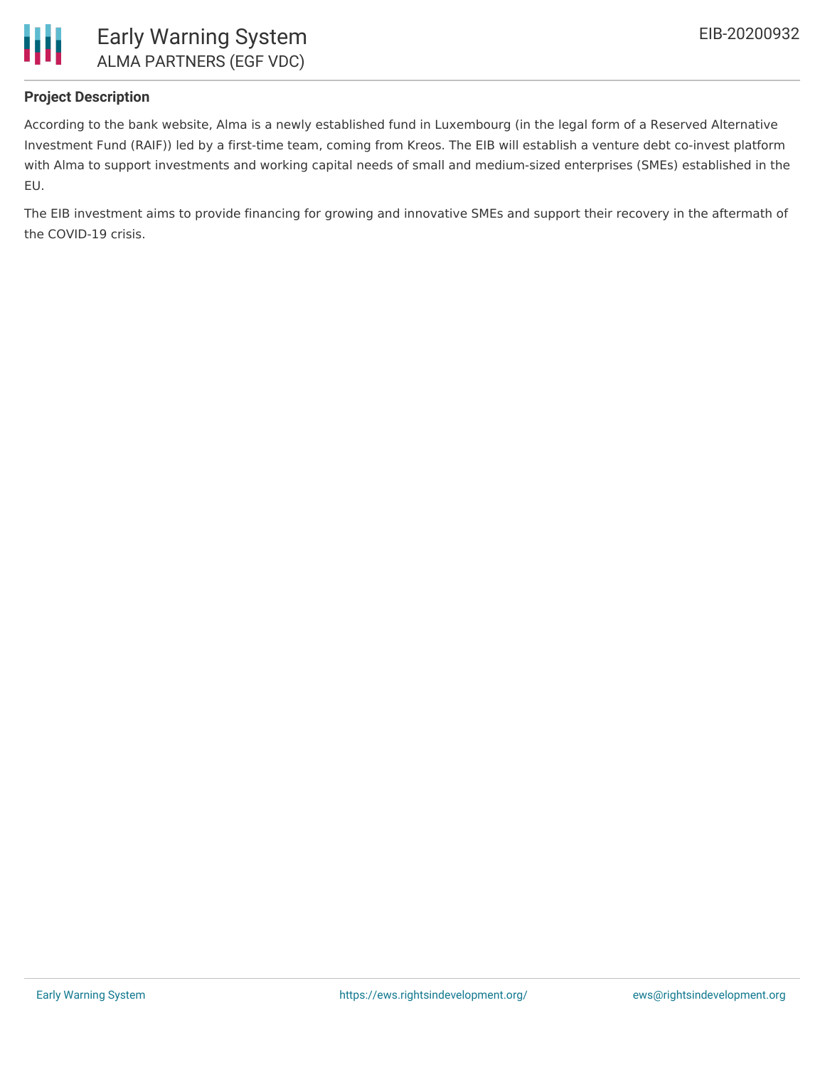## Project Description

According to the bank website, Alma is a newly established fund in Luxembourg (in the legal form of a Reserved Alternative Investment Fund (RAIF)) led by a first-time team, coming from Kreos. The EIB will establish a venture debt co-invest platform with Alma to support investments and working capital needs of small and medium-sized enterprises (SMEs) established in the EU.

The EIB investment aims to provide financing for growing and innovative SMEs and support their recovery in the aftermath of the COVID-19 crisis.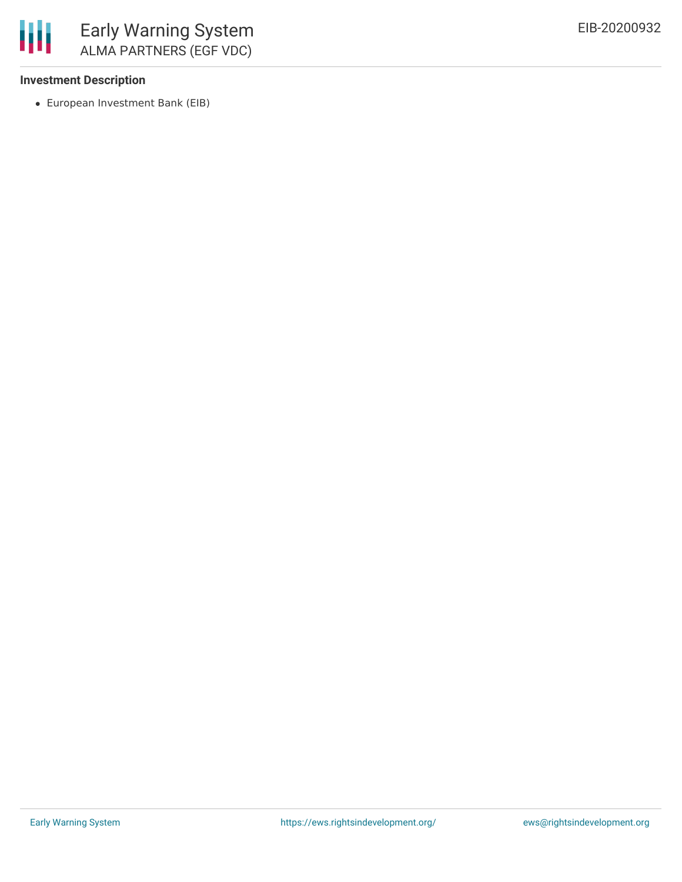### Investment Description

- European Investment Bank (EIB)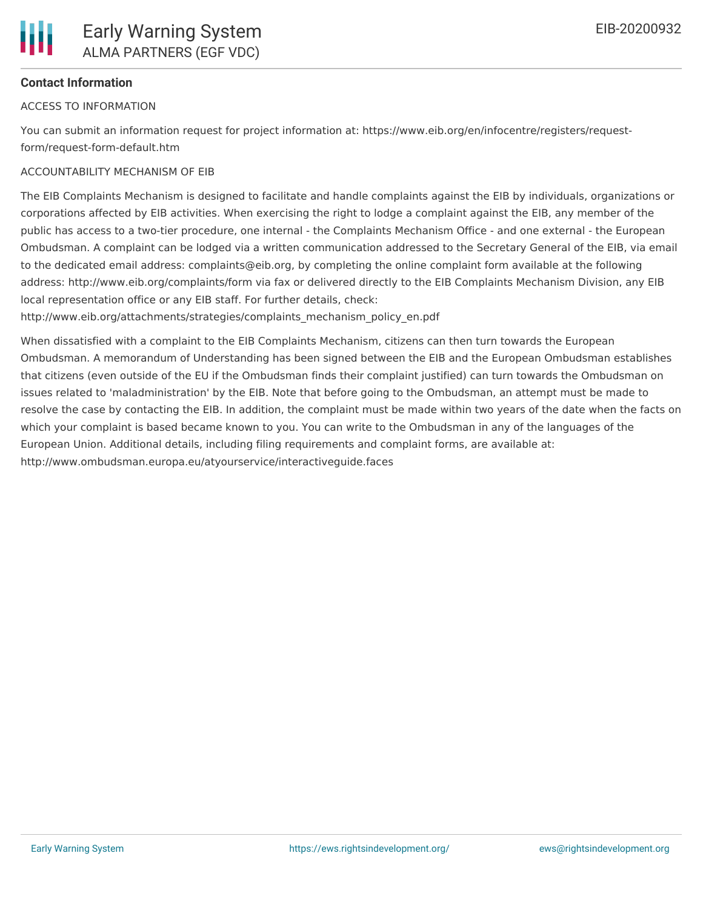**Contact Information**

ACCESS TO INFORMATION

You can submit an information request for project information at: https://www.eib.org/en/infocentre/registers/request-form/request-form-default.htm

ACCOUNTABILITY MECHANISM OF EIB

The EIB Complaints Mechanism is designed to facilitate and handle complaints against the EIB by individuals, organizations or corporations affected by EIB activities. When exercising the right to lodge a complaint against the EIB, any member of the public has access to a two-tier procedure, one internal - the Complaints Mechanism Office - and one external - the European Ombudsman. A complaint can be lodged via a written communication addressed to the Secretary General of the EIB, via email to the dedicated email address: complaints@eib.org, by completing the online complaint form available at the following address: http://www.eib.org/complaints/form via fax or delivered directly to the EIB Complaints Mechanism Division, any EIB local representation office or any EIB staff. For further details, check: http://www.eib.org/attachments/strategies/complaints_mechanism_policy_en.pdf

When dissatisfied with a complaint to the EIB Complaints Mechanism, citizens can then turn towards the European Ombudsman. A memorandum of Understanding has been signed between the EIB and the European Ombudsman establishes that citizens (even outside of the EU if the Ombudsman finds their complaint justified) can turn towards the Ombudsman on issues related to 'maladministration' by the EIB. Note that before going to the Ombudsman, an attempt must be made to resolve the case by contacting the EIB. In addition, the complaint must be made within two years of the date when the facts on which your complaint is based became known to you. You can write to the Ombudsman in any of the languages of the European Union. Additional details, including filing requirements and complaint forms, are available at: http://www.ombudsman.europa.eu/atyourservice/interactiveguide.faces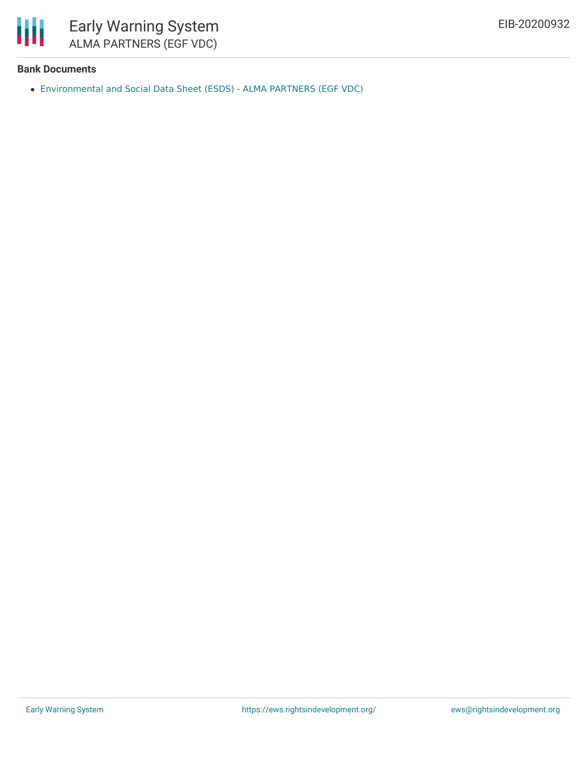**Bank Documents**

- Environmental and Social Data Sheet (ESDS) - ALMA PARTNERS (EGF VDC)